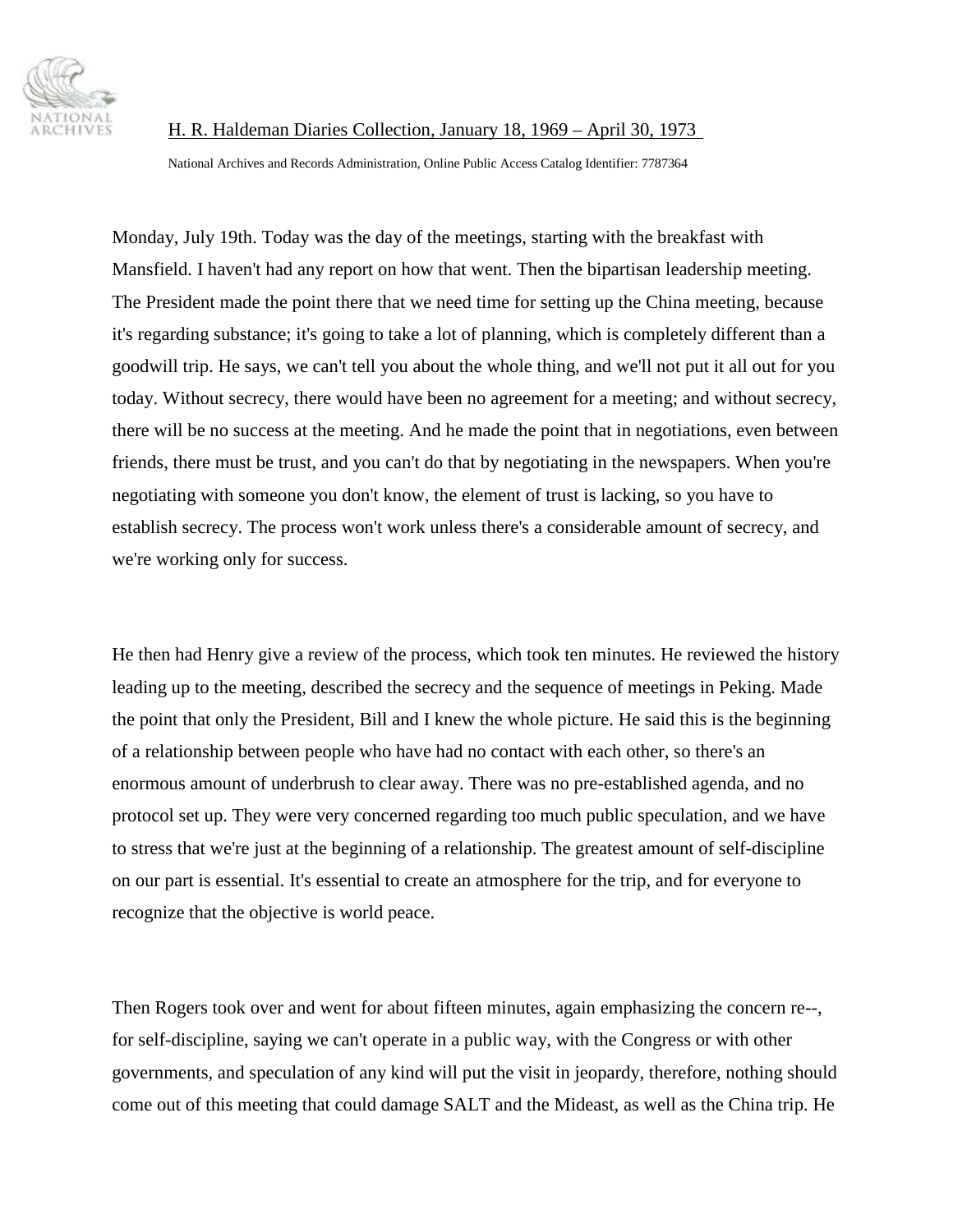H. R. Haldeman Diaries Collection, January 18, 1969 – April 30, 1973

National Archives and Records Administration, Online Public Access Catalog Identifier: 7787364

Monday, July 19th. Today was the day of the meetings, starting with the breakfast with Mansfield. I haven't had any report on how that went. Then the bipartisan leadership meeting. The President made the point there that we need time for setting up the China meeting, because it's regarding substance; it's going to take a lot of planning, which is completely different than a goodwill trip. He says, we can't tell you about the whole thing, and we'll not put it all out for you today. Without secrecy, there would have been no agreement for a meeting; and without secrecy, there will be no success at the meeting. And he made the point that in negotiations, even between friends, there must be trust, and you can't do that by negotiating in the newspapers. When you're negotiating with someone you don't know, the element of trust is lacking, so you have to establish secrecy. The process won't work unless there's a considerable amount of secrecy, and we're working only for success.

He then had Henry give a review of the process, which took ten minutes. He reviewed the history leading up to the meeting, described the secrecy and the sequence of meetings in Peking. Made the point that only the President, Bill and I knew the whole picture. He said this is the beginning of a relationship between people who have had no contact with each other, so there's an enormous amount of underbrush to clear away. There was no pre-established agenda, and no protocol set up. They were very concerned regarding too much public speculation, and we have to stress that we're just at the beginning of a relationship. The greatest amount of self-discipline on our part is essential. It's essential to create an atmosphere for the trip, and for everyone to recognize that the objective is world peace.

Then Rogers took over and went for about fifteen minutes, again emphasizing the concern re--, for self-discipline, saying we can't operate in a public way, with the Congress or with other governments, and speculation of any kind will put the visit in jeopardy, therefore, nothing should come out of this meeting that could damage SALT and the Mideast, as well as the China trip. He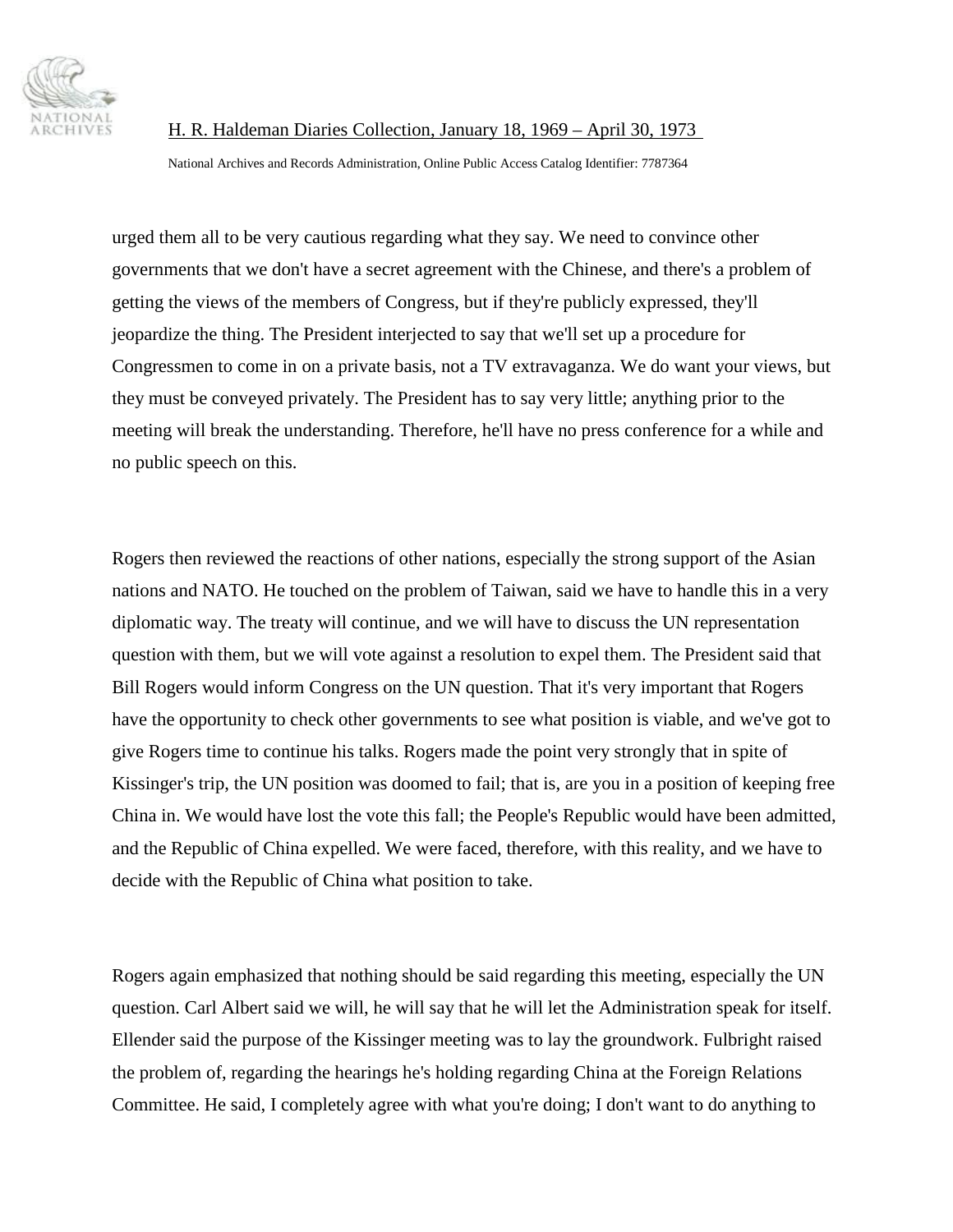urged them all to be very cautious regarding what they say. We need to convince other governments that we don't have a secret agreement with the Chinese, and there's a problem of getting the views of the members of Congress, but if they're publicly expressed, they'll jeopardize the thing. The President interjected to say that we'll set up a procedure for Congressmen to come in on a private basis, not a TV extravaganza. We do want your views, but they must be conveyed privately. The President has to say very little; anything prior to the meeting will break the understanding. Therefore, he'll have no press conference for a while and no public speech on this.

Rogers then reviewed the reactions of other nations, especially the strong support of the Asian nations and NATO. He touched on the problem of Taiwan, said we have to handle this in a very diplomatic way. The treaty will continue, and we will have to discuss the UN representation question with them, but we will vote against a resolution to expel them. The President said that Bill Rogers would inform Congress on the UN question. That it's very important that Rogers have the opportunity to check other governments to see what position is viable, and we've got to give Rogers time to continue his talks. Rogers made the point very strongly that in spite of Kissinger's trip, the UN position was doomed to fail; that is, are you in a position of keeping free China in. We would have lost the vote this fall; the People's Republic would have been admitted, and the Republic of China expelled. We were faced, therefore, with this reality, and we have to decide with the Republic of China what position to take.

Rogers again emphasized that nothing should be said regarding this meeting, especially the UN question. Carl Albert said we will, he will say that he will let the Administration speak for itself. Ellender said the purpose of the Kissinger meeting was to lay the groundwork. Fulbright raised the problem of, regarding the hearings he's holding regarding China at the Foreign Relations Committee. He said, I completely agree with what you're doing; I don't want to do anything to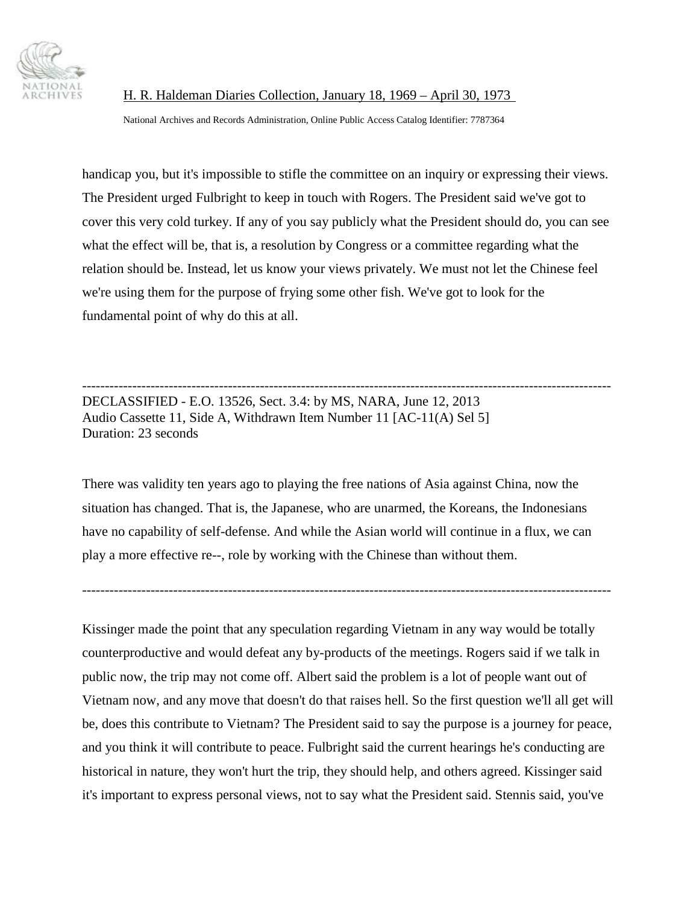handicap you, but it's impossible to stifle the committee on an inquiry or expressing their views. The President urged Fulbright to keep in touch with Rogers. The President said we've got to cover this very cold turkey. If any of you say publicly what the President should do, you can see what the effect will be, that is, a resolution by Congress or a committee regarding what the relation should be. Instead, let us know your views privately. We must not let the Chinese feel we're using them for the purpose of frying some other fish. We've got to look for the fundamental point of why do this at all.

---

DECLASSIFIED - E.O. 13526, Sect. 3.4: by MS, NARA, June 12, 2013
Audio Cassette 11, Side A, Withdrawn Item Number 11 [AC-11(A) Sel 5]
Duration: 23 seconds

There was validity ten years ago to playing the free nations of Asia against China, now the situation has changed. That is, the Japanese, who are unarmed, the Koreans, the Indonesians have no capability of self-defense. And while the Asian world will continue in a flux, we can play a more effective re--, role by working with the Chinese than without them.

---

Kissinger made the point that any speculation regarding Vietnam in any way would be totally counterproductive and would defeat any by-products of the meetings. Rogers said if we talk in public now, the trip may not come off. Albert said the problem is a lot of people want out of Vietnam now, and any move that doesn't do that raises hell. So the first question we'll all get will be, does this contribute to Vietnam? The President said to say the purpose is a journey for peace, and you think it will contribute to peace. Fulbright said the current hearings he's conducting are historical in nature, they won't hurt the trip, they should help, and others agreed. Kissinger said it's important to express personal views, not to say what the President said. Stennis said, you've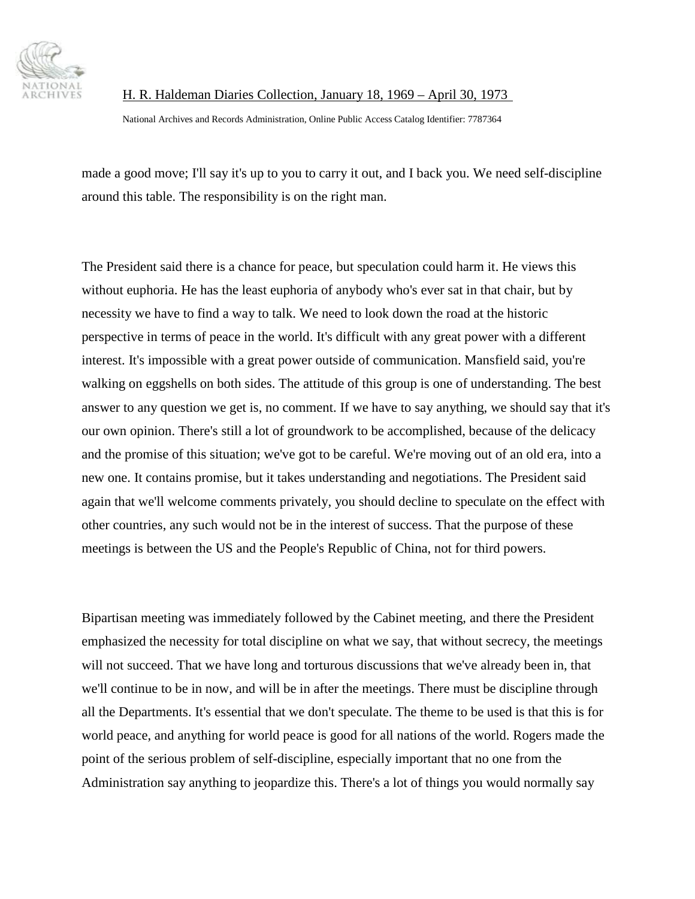made a good move; I'll say it's up to you to carry it out, and I back you. We need self-discipline around this table. The responsibility is on the right man.

The President said there is a chance for peace, but speculation could harm it. He views this without euphoria. He has the least euphoria of anybody who's ever sat in that chair, but by necessity we have to find a way to talk. We need to look down the road at the historic perspective in terms of peace in the world. It's difficult with any great power with a different interest. It's impossible with a great power outside of communication. Mansfield said, you're walking on eggshells on both sides. The attitude of this group is one of understanding. The best answer to any question we get is, no comment. If we have to say anything, we should say that it's our own opinion. There's still a lot of groundwork to be accomplished, because of the delicacy and the promise of this situation; we've got to be careful. We're moving out of an old era, into a new one. It contains promise, but it takes understanding and negotiations. The President said again that we'll welcome comments privately, you should decline to speculate on the effect with other countries, any such would not be in the interest of success. That the purpose of these meetings is between the US and the People's Republic of China, not for third powers.

Bipartisan meeting was immediately followed by the Cabinet meeting, and there the President emphasized the necessity for total discipline on what we say, that without secrecy, the meetings will not succeed. That we have long and torturous discussions that we've already been in, that we'll continue to be in now, and will be in after the meetings. There must be discipline through all the Departments. It's essential that we don't speculate. The theme to be used is that this is for world peace, and anything for world peace is good for all nations of the world. Rogers made the point of the serious problem of self-discipline, especially important that no one from the Administration say anything to jeopardize this. There's a lot of things you would normally say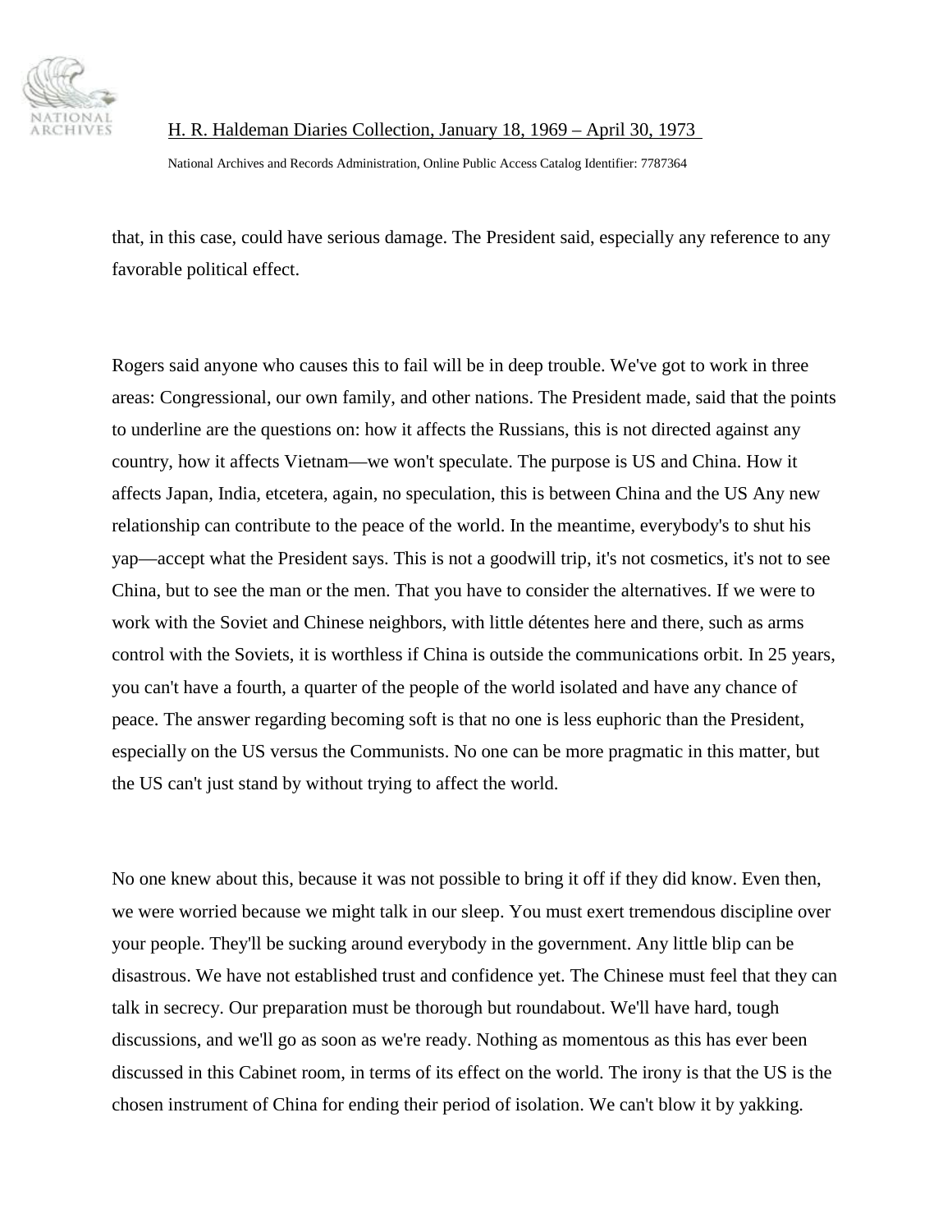that, in this case, could have serious damage. The President said, especially any reference to any favorable political effect.

Rogers said anyone who causes this to fail will be in deep trouble. We've got to work in three areas: Congressional, our own family, and other nations. The President made, said that the points to underline are the questions on: how it affects the Russians, this is not directed against any country, how it affects Vietnam—we won't speculate. The purpose is US and China. How it affects Japan, India, etcetera, again, no speculation, this is between China and the US Any new relationship can contribute to the peace of the world. In the meantime, everybody's to shut his yap—accept what the President says. This is not a goodwill trip, it's not cosmetics, it's not to see China, but to see the man or the men. That you have to consider the alternatives. If we were to work with the Soviet and Chinese neighbors, with little détentes here and there, such as arms control with the Soviets, it is worthless if China is outside the communications orbit. In 25 years, you can't have a fourth, a quarter of the people of the world isolated and have any chance of peace. The answer regarding becoming soft is that no one is less euphoric than the President, especially on the US versus the Communists. No one can be more pragmatic in this matter, but the US can't just stand by without trying to affect the world.

No one knew about this, because it was not possible to bring it off if they did know. Even then, we were worried because we might talk in our sleep. You must exert tremendous discipline over your people. They'll be sucking around everybody in the government. Any little blip can be disastrous. We have not established trust and confidence yet. The Chinese must feel that they can talk in secrecy. Our preparation must be thorough but roundabout. We'll have hard, tough discussions, and we'll go as soon as we're ready. Nothing as momentous as this has ever been discussed in this Cabinet room, in terms of its effect on the world. The irony is that the US is the chosen instrument of China for ending their period of isolation. We can't blow it by yakking.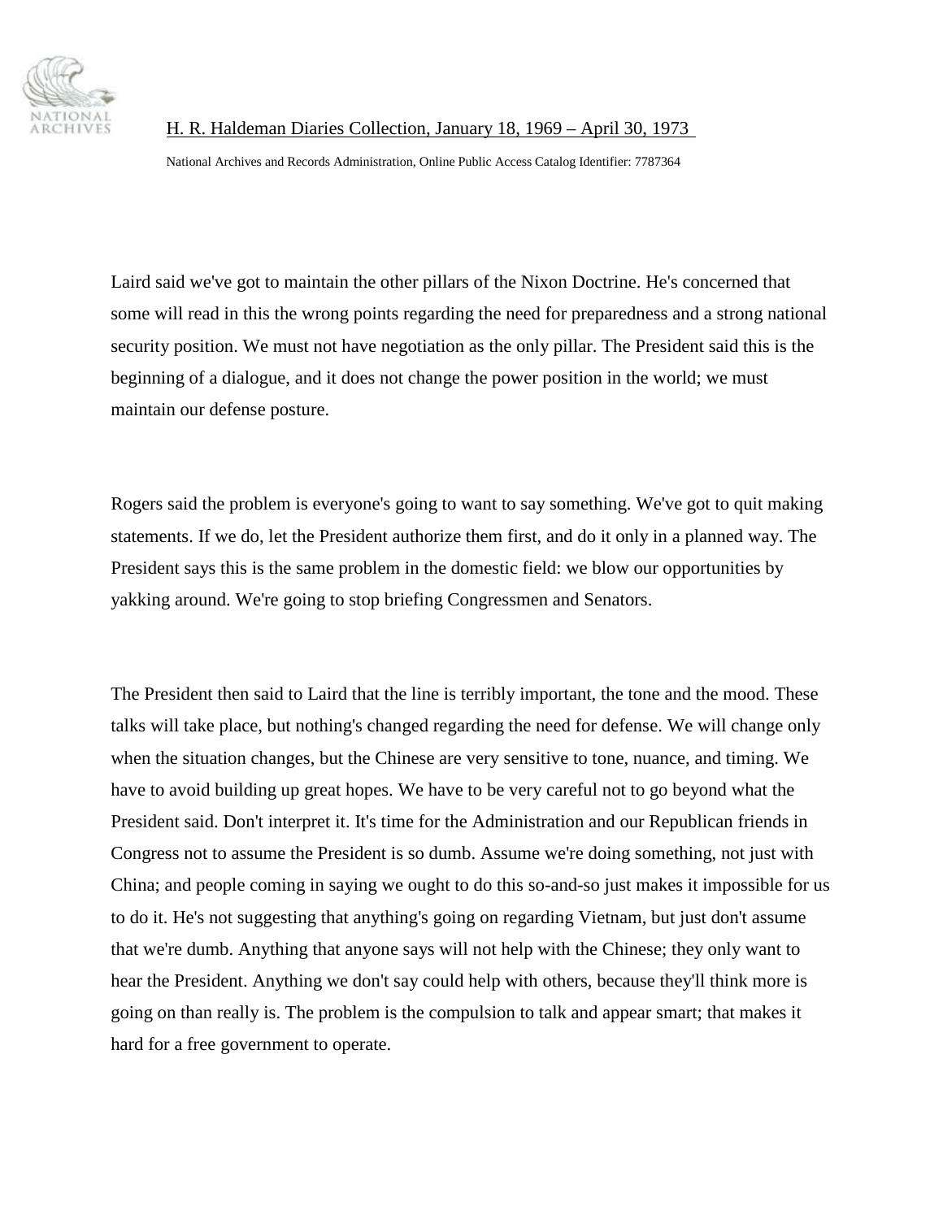Laird said we've got to maintain the other pillars of the Nixon Doctrine. He's concerned that some will read in this the wrong points regarding the need for preparedness and a strong national security position. We must not have negotiation as the only pillar. The President said this is the beginning of a dialogue, and it does not change the power position in the world; we must maintain our defense posture.

Rogers said the problem is everyone's going to want to say something. We've got to quit making statements. If we do, let the President authorize them first, and do it only in a planned way. The President says this is the same problem in the domestic field: we blow our opportunities by yakking around. We're going to stop briefing Congressmen and Senators.

The President then said to Laird that the line is terribly important, the tone and the mood. These talks will take place, but nothing's changed regarding the need for defense. We will change only when the situation changes, but the Chinese are very sensitive to tone, nuance, and timing. We have to avoid building up great hopes. We have to be very careful not to go beyond what the President said. Don't interpret it. It's time for the Administration and our Republican friends in Congress not to assume the President is so dumb. Assume we're doing something, not just with China; and people coming in saying we ought to do this so-and-so just makes it impossible for us to do it. He's not suggesting that anything's going on regarding Vietnam, but just don't assume that we're dumb. Anything that anyone says will not help with the Chinese; they only want to hear the President. Anything we don't say could help with others, because they'll think more is going on than really is. The problem is the compulsion to talk and appear smart; that makes it hard for a free government to operate.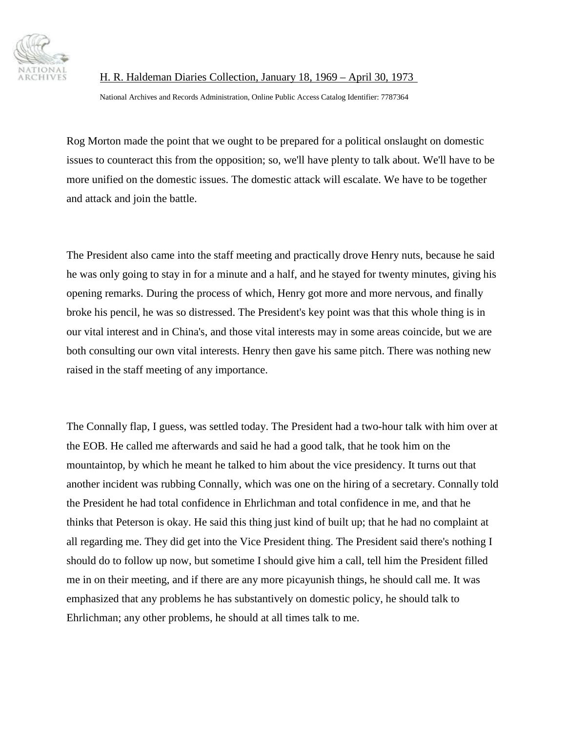Rog Morton made the point that we ought to be prepared for a political onslaught on domestic issues to counteract this from the opposition; so, we'll have plenty to talk about. We'll have to be more unified on the domestic issues. The domestic attack will escalate. We have to be together and attack and join the battle.

The President also came into the staff meeting and practically drove Henry nuts, because he said he was only going to stay in for a minute and a half, and he stayed for twenty minutes, giving his opening remarks. During the process of which, Henry got more and more nervous, and finally broke his pencil, he was so distressed. The President's key point was that this whole thing is in our vital interest and in China's, and those vital interests may in some areas coincide, but we are both consulting our own vital interests. Henry then gave his same pitch. There was nothing new raised in the staff meeting of any importance.

The Connally flap, I guess, was settled today. The President had a two-hour talk with him over at the EOB. He called me afterwards and said he had a good talk, that he took him on the mountaintop, by which he meant he talked to him about the vice presidency. It turns out that another incident was rubbing Connally, which was one on the hiring of a secretary. Connally told the President he had total confidence in Ehrlichman and total confidence in me, and that he thinks that Peterson is okay. He said this thing just kind of built up; that he had no complaint at all regarding me. They did get into the Vice President thing. The President said there's nothing I should do to follow up now, but sometime I should give him a call, tell him the President filled me in on their meeting, and if there are any more picayunish things, he should call me. It was emphasized that any problems he has substantively on domestic policy, he should talk to Ehrlichman; any other problems, he should at all times talk to me.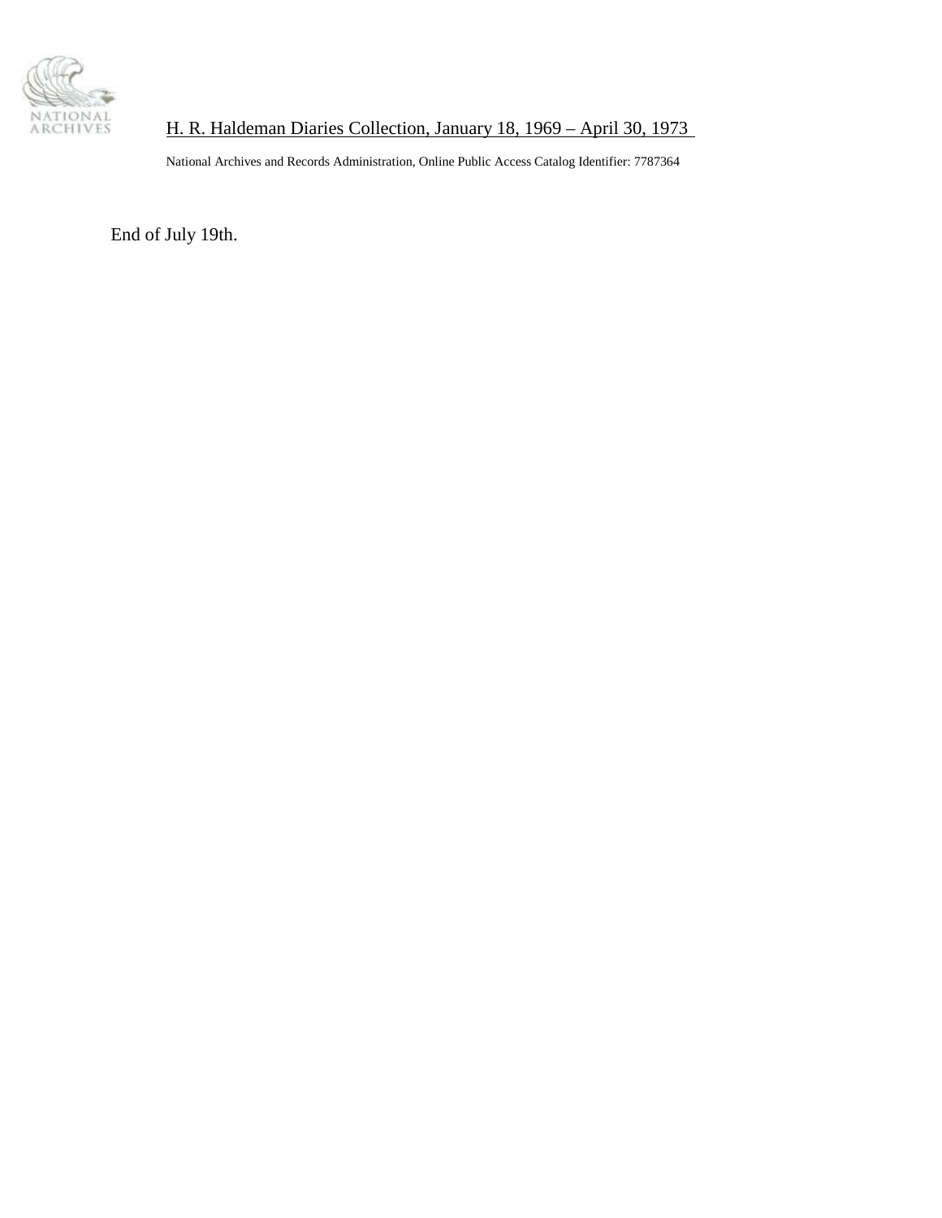End of July 19th.